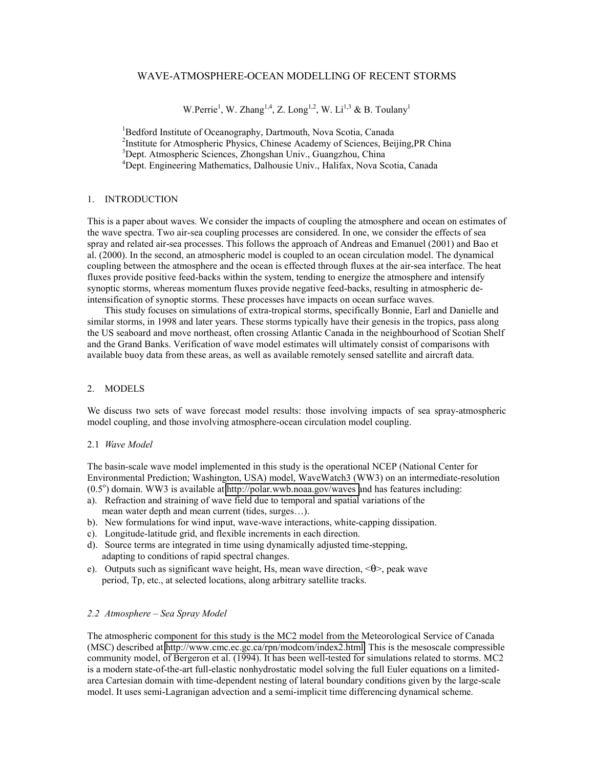# WAVE-ATMOSPHERE-OCEAN MODELLING OF RECENT STORMS

W.Perrie[1], W. Zhang[1,4], Z. Long[1,2], W. Li[1,3] & B. Toulany[1]

[1]Bedford Institute of Oceanography, Dartmouth, Nova Scotia, Canada
[2]Institute for Atmospheric Physics, Chinese Academy of Sciences, Beijing,PR China
[3]Dept. Atmospheric Sciences, Zhongshan Univ., Guangzhou, China
[4]Dept. Engineering Mathematics, Dalhousie Univ., Halifax, Nova Scotia, Canada

## 1. INTRODUCTION

This is a paper about waves. We consider the impacts of coupling the atmosphere and ocean on estimates of the wave spectra. Two air-sea coupling processes are considered. In one, we consider the effects of sea spray and related air-sea processes. This follows the approach of Andreas and Emanuel (2001) and Bao et al. (2000). In the second, an atmospheric model is coupled to an ocean circulation model. The dynamical coupling between the atmosphere and the ocean is effected through fluxes at the air-sea interface. The heat fluxes provide positive feed-backs within the system, tending to energize the atmosphere and intensify synoptic storms, whereas momentum fluxes provide negative feed-backs, resulting in atmospheric de-intensification of synoptic storms. These processes have impacts on ocean surface waves.

This study focuses on simulations of extra-tropical storms, specifically Bonnie, Earl and Danielle and similar storms, in 1998 and later years. These storms typically have their genesis in the tropics, pass along the US seaboard and move northeast, often crossing Atlantic Canada in the neighbourhood of Scotian Shelf and the Grand Banks. Verification of wave model estimates will ultimately consist of comparisons with available buoy data from these areas, as well as available remotely sensed satellite and aircraft data.

## 2. MODELS

We discuss two sets of wave forecast model results: those involving impacts of sea spray-atmospheric model coupling, and those involving atmosphere-ocean circulation model coupling.

### 2.1 *Wave Model*

The basin-scale wave model implemented in this study is the operational NCEP (National Center for Environmental Prediction; Washington, USA) model, WaveWatch3 (WW3) on an intermediate-resolution ($0.5^{o}$) domain. WW3 is available at http://polar.wwb.noaa.gov/waves and has features including:

a). Refraction and straining of wave field due to temporal and spatial variations of the mean water depth and mean current (tides, surges…).
b). New formulations for wind input, wave-wave interactions, white-capping dissipation.
c). Longitude-latitude grid, and flexible increments in each direction.
d). Source terms are integrated in time using dynamically adjusted time-stepping, adapting to conditions of rapid spectral changes.
e). Outputs such as significant wave height, Hs, mean wave direction, $<\theta>$, peak wave period, Tp, etc., at selected locations, along arbitrary satellite tracks.

### *2.2 Atmosphere – Sea Spray Model*

The atmospheric component for this study is the MC2 model from the Meteorological Service of Canada (MSC) described at http://www.cmc.ec.gc.ca/rpn/modcom/index2.html. This is the mesoscale compressible community model, of Bergeron et al. (1994). It has been well-tested for simulations related to storms. MC2 is a modern state-of-the-art full-elastic nonhydrostatic model solving the full Euler equations on a limited-area Cartesian domain with time-dependent nesting of lateral boundary conditions given by the large-scale model. It uses semi-Lagranigan advection and a semi-implicit time differencing dynamical scheme.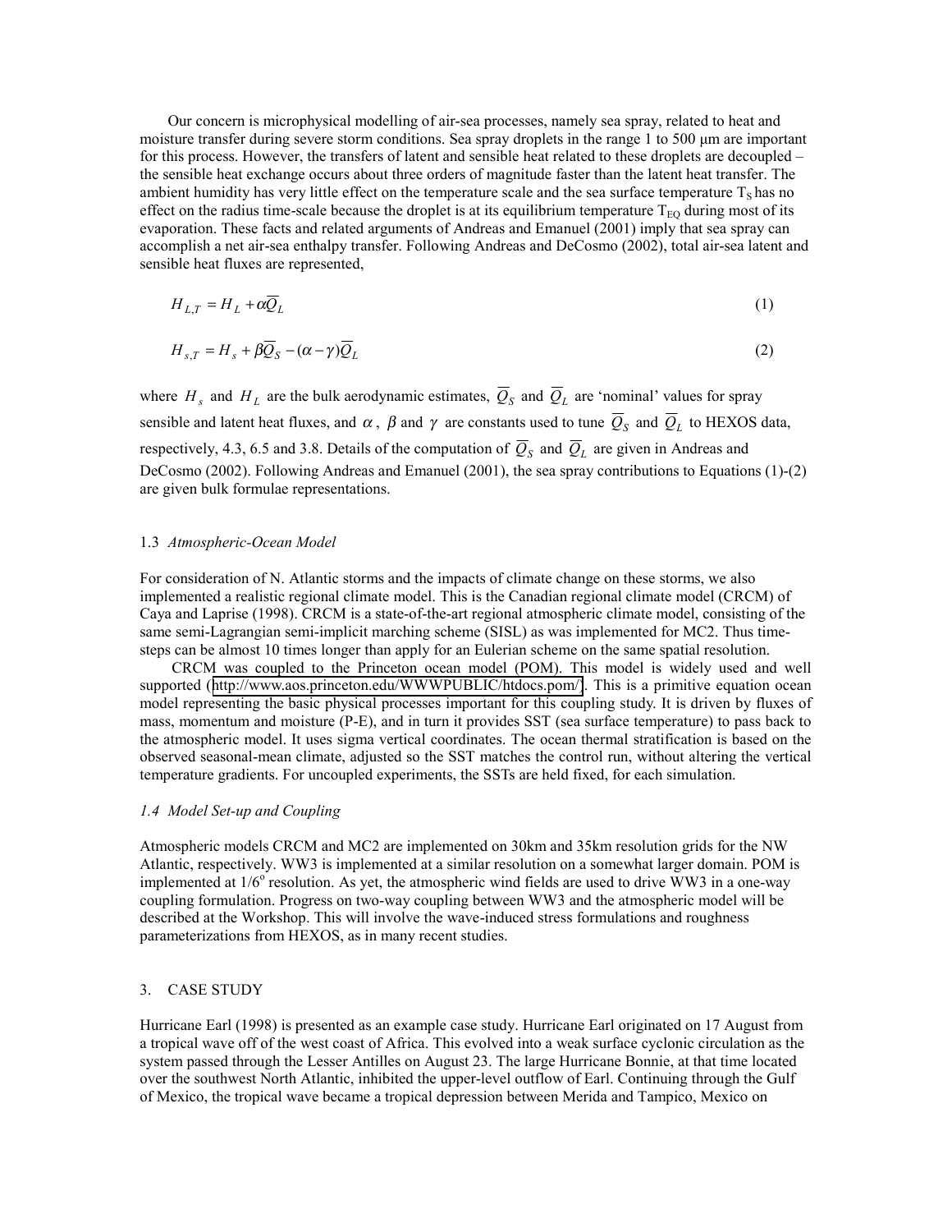Our concern is microphysical modelling of air-sea processes, namely sea spray, related to heat and moisture transfer during severe storm conditions. Sea spray droplets in the range 1 to 500 μm are important for this process. However, the transfers of latent and sensible heat related to these droplets are decoupled – the sensible heat exchange occurs about three orders of magnitude faster than the latent heat transfer. The ambient humidity has very little effect on the temperature scale and the sea surface temperature $T_S$ has no effect on the radius time-scale because the droplet is at its equilibrium temperature $T_{EQ}$ during most of its evaporation. These facts and related arguments of Andreas and Emanuel (2001) imply that sea spray can accomplish a net air-sea enthalpy transfer. Following Andreas and DeCosmo (2002), total air-sea latent and sensible heat fluxes are represented,

$$H_{L,T} = H_L + \alpha \overline{Q}_L \tag{1}$$

$$H_{s,T} = H_s + \beta \overline{Q}_S - (\alpha - \gamma)\overline{Q}_L \tag{2}$$

where $H_s$ and $H_L$ are the bulk aerodynamic estimates, $\overline{Q}_S$ and $\overline{Q}_L$ are 'nominal' values for spray sensible and latent heat fluxes, and $\alpha$, $\beta$ and $\gamma$ are constants used to tune $\overline{Q}_S$ and $\overline{Q}_L$ to HEXOS data, respectively, 4.3, 6.5 and 3.8. Details of the computation of $\overline{Q}_S$ and $\overline{Q}_L$ are given in Andreas and DeCosmo (2002). Following Andreas and Emanuel (2001), the sea spray contributions to Equations (1)-(2) are given bulk formulae representations.

### 1.3 *Atmospheric-Ocean Model*

For consideration of N. Atlantic storms and the impacts of climate change on these storms, we also implemented a realistic regional climate model. This is the Canadian regional climate model (CRCM) of Caya and Laprise (1998). CRCM is a state-of-the-art regional atmospheric climate model, consisting of the same semi-Lagrangian semi-implicit marching scheme (SISL) as was implemented for MC2. Thus time-steps can be almost 10 times longer than apply for an Eulerian scheme on the same spatial resolution.

CRCM was coupled to the Princeton ocean model (POM). This model is widely used and well supported (http://www.aos.princeton.edu/WWWPUBLIC/htdocs.pom/). This is a primitive equation ocean model representing the basic physical processes important for this coupling study. It is driven by fluxes of mass, momentum and moisture (P-E), and in turn it provides SST (sea surface temperature) to pass back to the atmospheric model. It uses sigma vertical coordinates. The ocean thermal stratification is based on the observed seasonal-mean climate, adjusted so the SST matches the control run, without altering the vertical temperature gradients. For uncoupled experiments, the SSTs are held fixed, for each simulation.

### *1.4 Model Set-up and Coupling*

Atmospheric models CRCM and MC2 are implemented on 30km and 35km resolution grids for the NW Atlantic, respectively. WW3 is implemented at a similar resolution on a somewhat larger domain. POM is implemented at $1/6^{\circ}$ resolution. As yet, the atmospheric wind fields are used to drive WW3 in a one-way coupling formulation. Progress on two-way coupling between WW3 and the atmospheric model will be described at the Workshop. This will involve the wave-induced stress formulations and roughness parameterizations from HEXOS, as in many recent studies.

## 3. CASE STUDY

Hurricane Earl (1998) is presented as an example case study. Hurricane Earl originated on 17 August from a tropical wave off of the west coast of Africa. This evolved into a weak surface cyclonic circulation as the system passed through the Lesser Antilles on August 23. The large Hurricane Bonnie, at that time located over the southwest North Atlantic, inhibited the upper-level outflow of Earl. Continuing through the Gulf of Mexico, the tropical wave became a tropical depression between Merida and Tampico, Mexico on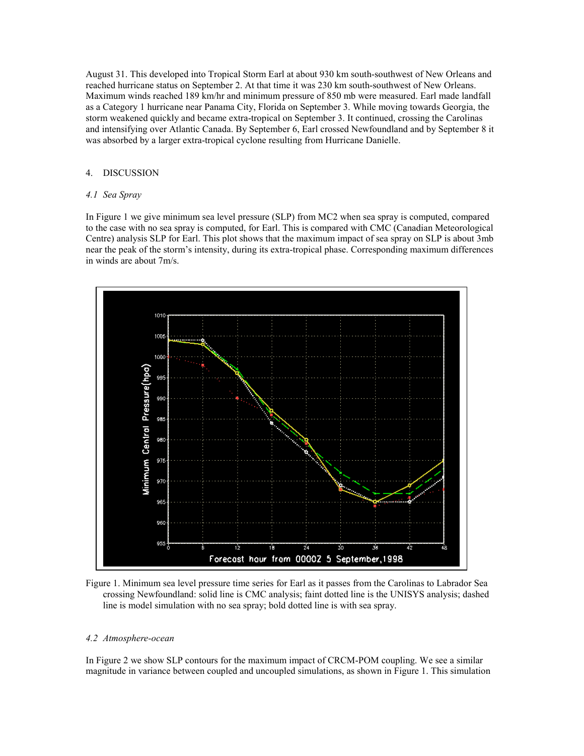August 31. This developed into Tropical Storm Earl at about 930 km south-southwest of New Orleans and reached hurricane status on September 2. At that time it was 230 km south-southwest of New Orleans. Maximum winds reached 189 km/hr and minimum pressure of 850 mb were measured. Earl made landfall as a Category 1 hurricane near Panama City, Florida on September 3. While moving towards Georgia, the storm weakened quickly and became extra-tropical on September 3. It continued, crossing the Carolinas and intensifying over Atlantic Canada. By September 6, Earl crossed Newfoundland and by September 8 it was absorbed by a larger extra-tropical cyclone resulting from Hurricane Danielle.

## 4. DISCUSSION

### *4.1 Sea Spray*

In Figure 1 we give minimum sea level pressure (SLP) from MC2 when sea spray is computed, compared to the case with no sea spray is computed, for Earl. This is compared with CMC (Canadian Meteorological Centre) analysis SLP for Earl. This plot shows that the maximum impact of sea spray on SLP is about 3mb near the peak of the storm's intensity, during its extra-tropical phase. Corresponding maximum differences in winds are about 7m/s.

Figure 1. Minimum sea level pressure time series for Earl as it passes from the Carolinas to Labrador Sea crossing Newfoundland: solid line is CMC analysis; faint dotted line is the UNISYS analysis; dashed line is model simulation with no sea spray; bold dotted line is with sea spray.

### *4.2 Atmosphere-ocean*

In Figure 2 we show SLP contours for the maximum impact of CRCM-POM coupling. We see a similar magnitude in variance between coupled and uncoupled simulations, as shown in Figure 1. This simulation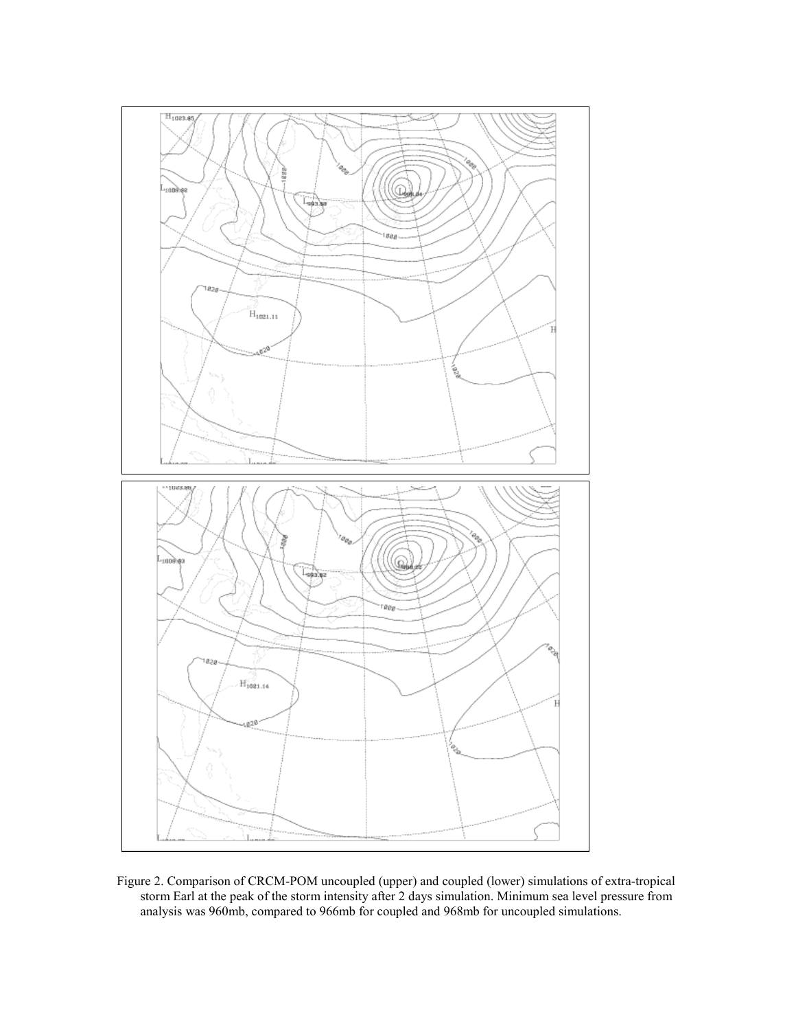Figure 2. Comparison of CRCM-POM uncoupled (upper) and coupled (lower) simulations of extra-tropical storm Earl at the peak of the storm intensity after 2 days simulation. Minimum sea level pressure from analysis was 960mb, compared to 966mb for coupled and 968mb for uncoupled simulations.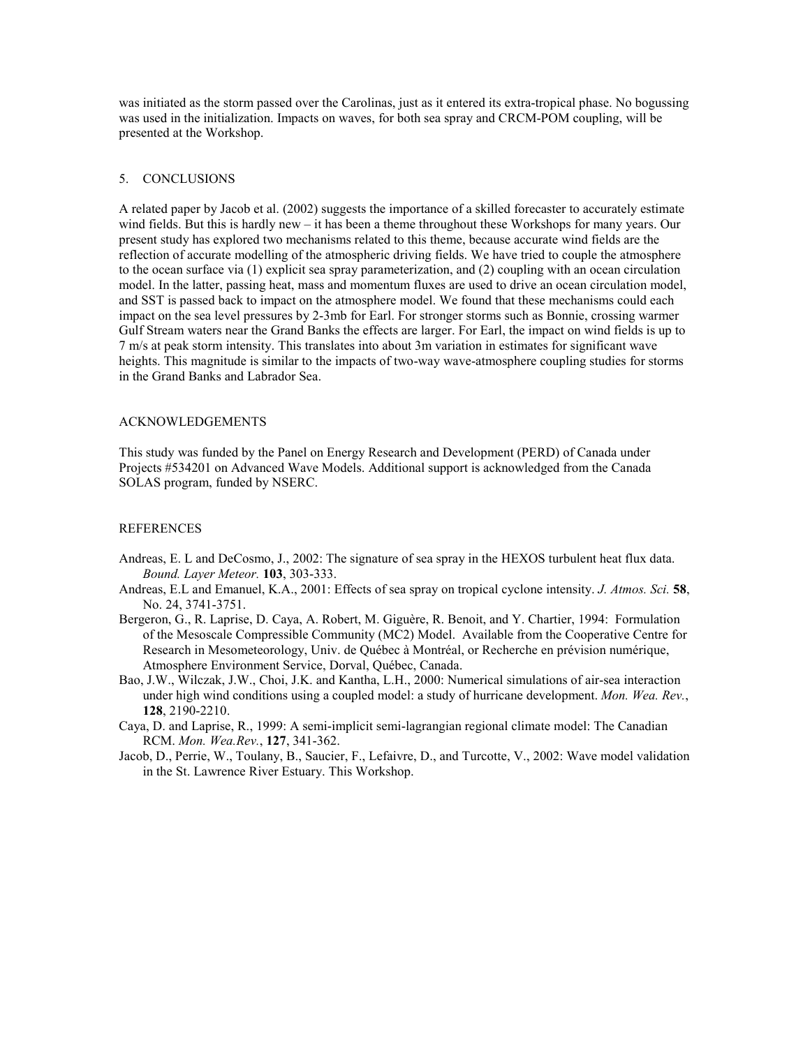was initiated as the storm passed over the Carolinas, just as it entered its extra-tropical phase. No bogussing was used in the initialization. Impacts on waves, for both sea spray and CRCM-POM coupling, will be presented at the Workshop.

## 5. CONCLUSIONS

A related paper by Jacob et al. (2002) suggests the importance of a skilled forecaster to accurately estimate wind fields. But this is hardly new – it has been a theme throughout these Workshops for many years. Our present study has explored two mechanisms related to this theme, because accurate wind fields are the reflection of accurate modelling of the atmospheric driving fields. We have tried to couple the atmosphere to the ocean surface via (1) explicit sea spray parameterization, and (2) coupling with an ocean circulation model. In the latter, passing heat, mass and momentum fluxes are used to drive an ocean circulation model, and SST is passed back to impact on the atmosphere model. We found that these mechanisms could each impact on the sea level pressures by 2-3mb for Earl. For stronger storms such as Bonnie, crossing warmer Gulf Stream waters near the Grand Banks the effects are larger. For Earl, the impact on wind fields is up to 7 m/s at peak storm intensity. This translates into about 3m variation in estimates for significant wave heights. This magnitude is similar to the impacts of two-way wave-atmosphere coupling studies for storms in the Grand Banks and Labrador Sea.

## ACKNOWLEDGEMENTS

This study was funded by the Panel on Energy Research and Development (PERD) of Canada under Projects #534201 on Advanced Wave Models. Additional support is acknowledged from the Canada SOLAS program, funded by NSERC.

## REFERENCES

Andreas, E. L and DeCosmo, J., 2002: The signature of sea spray in the HEXOS turbulent heat flux data. *Bound. Layer Meteor.* **103**, 303-333.

Andreas, E.L and Emanuel, K.A., 2001: Effects of sea spray on tropical cyclone intensity. *J. Atmos. Sci.* **58**, No. 24, 3741-3751.

Bergeron, G., R. Laprise, D. Caya, A. Robert, M. Giguère, R. Benoit, and Y. Chartier, 1994: Formulation of the Mesoscale Compressible Community (MC2) Model. Available from the Cooperative Centre for Research in Mesometeorology, Univ. de Québec à Montréal, or Recherche en prévision numérique, Atmosphere Environment Service, Dorval, Québec, Canada.

Bao, J.W., Wilczak, J.W., Choi, J.K. and Kantha, L.H., 2000: Numerical simulations of air-sea interaction under high wind conditions using a coupled model: a study of hurricane development. *Mon. Wea. Rev.*, **128**, 2190-2210.

Caya, D. and Laprise, R., 1999: A semi-implicit semi-lagrangian regional climate model: The Canadian RCM. *Mon. Wea.Rev.*, **127**, 341-362.

Jacob, D., Perrie, W., Toulany, B., Saucier, F., Lefaivre, D., and Turcotte, V., 2002: Wave model validation in the St. Lawrence River Estuary. This Workshop.